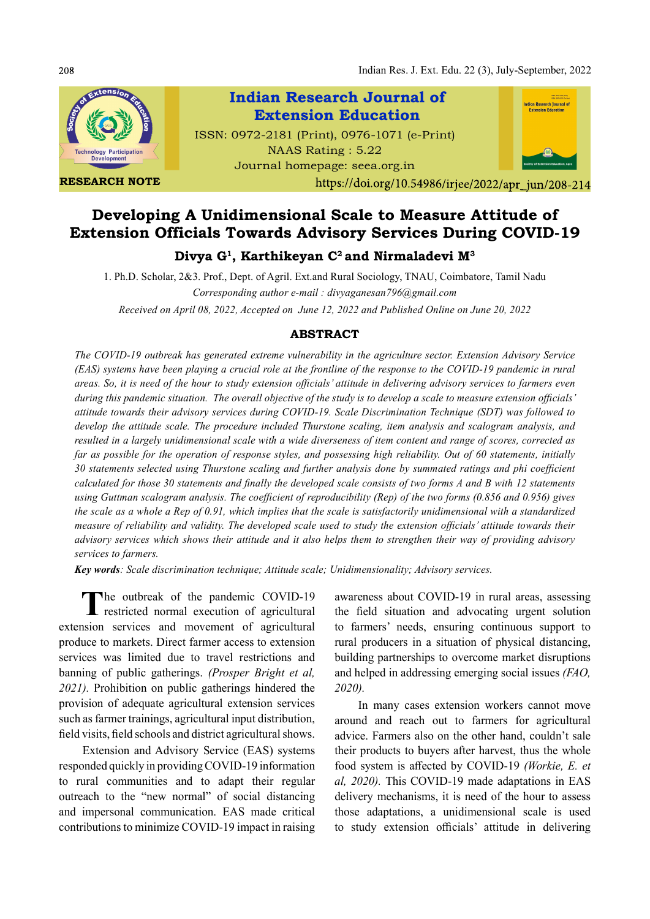RESEARCH NOTE

https://doi.org/10.54986/irjee/2022/apr_jun/208-214

**Indian Research Journal of Extension Education**

ISSN: 0972-2181 (Print), 0976-1071 (e-Print)
NAAS Rating : 5.22
Journal homepage: seea.org.in

# Developing A Unidimensional Scale to Measure Attitude of Extension Officials Towards Advisory Services During COVID-19

**Divya G[1], Karthikeyan C[2] and Nirmaladevi M[3]**

1. Ph.D. Scholar, 2&3. Prof., Dept. of Agril. Ext.and Rural Sociology, TNAU, Coimbatore, Tamil Nadu

*Corresponding author e-mail : divyaganesan796@gmail.com*

*Received on April 08, 2022, Accepted on June 12, 2022 and Published Online on June 20, 2022*

## ABSTRACT

*The COVID-19 outbreak has generated extreme vulnerability in the agriculture sector. Extension Advisory Service (EAS) systems have been playing a crucial role at the frontline of the response to the COVID-19 pandemic in rural areas. So, it is need of the hour to study extension officials' attitude in delivering advisory services to farmers even during this pandemic situation. The overall objective of the study is to develop a scale to measure extension officials' attitude towards their advisory services during COVID-19. Scale Discrimination Technique (SDT) was followed to develop the attitude scale. The procedure included Thurstone scaling, item analysis and scalogram analysis, and resulted in a largely unidimensional scale with a wide diverseness of item content and range of scores, corrected as far as possible for the operation of response styles, and possessing high reliability. Out of 60 statements, initially 30 statements selected using Thurstone scaling and further analysis done by summated ratings and phi coefficient calculated for those 30 statements and finally the developed scale consists of two forms A and B with 12 statements using Guttman scalogram analysis. The coefficient of reproducibility (Rep) of the two forms (0.856 and 0.956) gives the scale as a whole a Rep of 0.91, which implies that the scale is satisfactorily unidimensional with a standardized measure of reliability and validity. The developed scale used to study the extension officials' attitude towards their advisory services which shows their attitude and it also helps them to strengthen their way of providing advisory services to farmers.*

***Key words**: Scale discrimination technique; Attitude scale; Unidimensionality; Advisory services.*

The outbreak of the pandemic COVID-19 restricted normal execution of agricultural extension services and movement of agricultural produce to markets. Direct farmer access to extension services was limited due to travel restrictions and banning of public gatherings. *(Prosper Bright et al, 2021).* Prohibition on public gatherings hindered the provision of adequate agricultural extension services such as farmer trainings, agricultural input distribution, field visits, field schools and district agricultural shows.

Extension and Advisory Service (EAS) systems responded quickly in providing COVID-19 information to rural communities and to adapt their regular outreach to the "new normal" of social distancing and impersonal communication. EAS made critical contributions to minimize COVID-19 impact in raising awareness about COVID-19 in rural areas, assessing the field situation and advocating urgent solution to farmers' needs, ensuring continuous support to rural producers in a situation of physical distancing, building partnerships to overcome market disruptions and helped in addressing emerging social issues *(FAO, 2020).*

In many cases extension workers cannot move around and reach out to farmers for agricultural advice. Farmers also on the other hand, couldn't sale their products to buyers after harvest, thus the whole food system is affected by COVID-19 *(Workie, E. et al, 2020).* This COVID-19 made adaptations in EAS delivery mechanisms, it is need of the hour to assess those adaptations, a unidimensional scale is used to study extension officials' attitude in delivering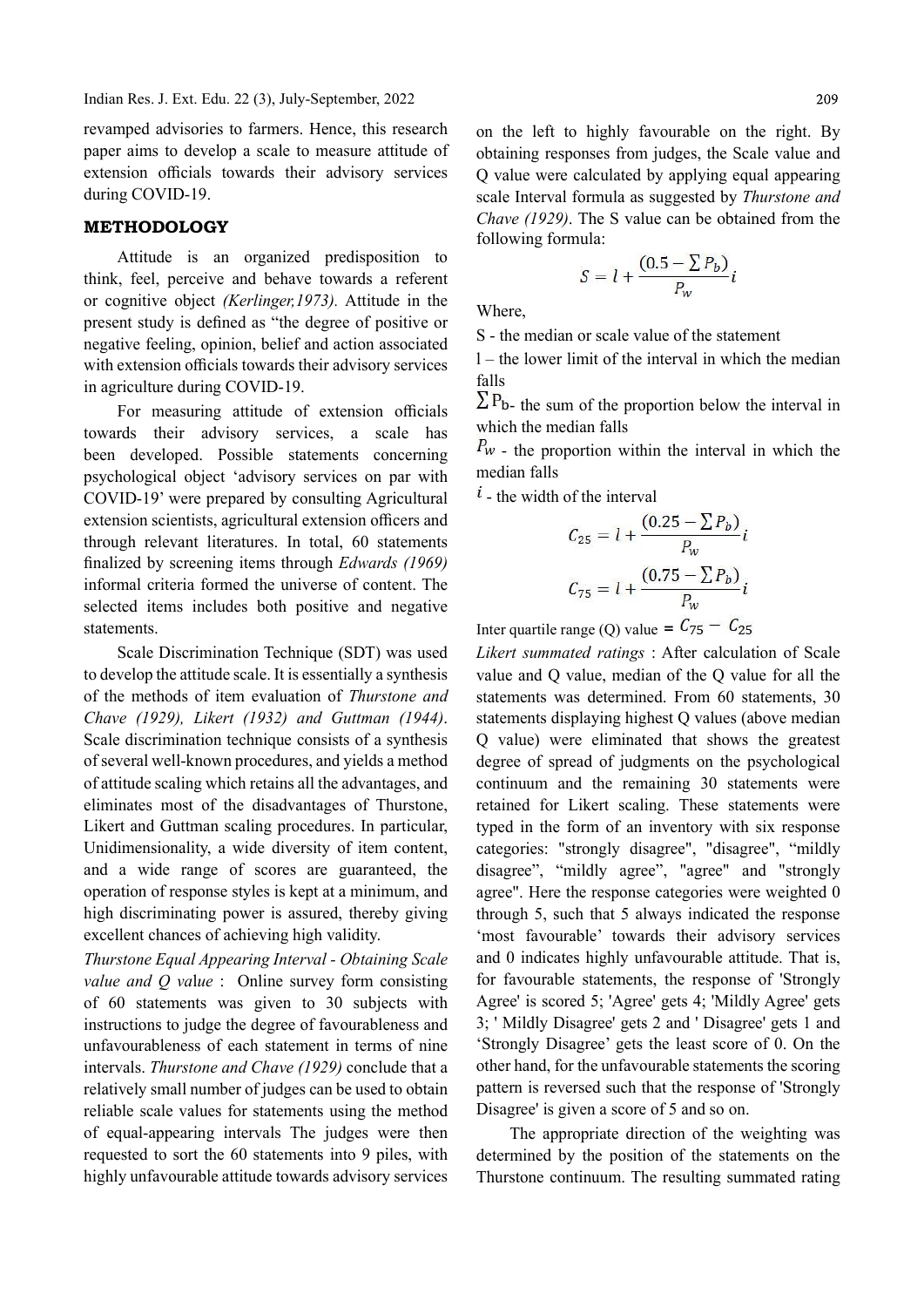revamped advisories to farmers. Hence, this research paper aims to develop a scale to measure attitude of extension officials towards their advisory services during COVID-19.

## METHODOLOGY

Attitude is an organized predisposition to think, feel, perceive and behave towards a referent or cognitive object *(Kerlinger,1973).* Attitude in the present study is defined as "the degree of positive or negative feeling, opinion, belief and action associated with extension officials towards their advisory services in agriculture during COVID-19.

For measuring attitude of extension officials towards their advisory services, a scale has been developed. Possible statements concerning psychological object 'advisory services on par with COVID-19' were prepared by consulting Agricultural extension scientists, agricultural extension officers and through relevant literatures. In total, 60 statements finalized by screening items through *Edwards (1969)* informal criteria formed the universe of content. The selected items includes both positive and negative statements.

Scale Discrimination Technique (SDT) was used to develop the attitude scale. It is essentially a synthesis of the methods of item evaluation of *Thurstone and Chave (1929), Likert (1932) and Guttman (1944)*. Scale discrimination technique consists of a synthesis of several well-known procedures, and yields a method of attitude scaling which retains all the advantages, and eliminates most of the disadvantages of Thurstone, Likert and Guttman scaling procedures. In particular, Unidimensionality, a wide diversity of item content, and a wide range of scores are guaranteed, the operation of response styles is kept at a minimum, and high discriminating power is assured, thereby giving excellent chances of achieving high validity.

*Thurstone Equal Appearing Interval - Obtaining Scale value and Q value* : Online survey form consisting of 60 statements was given to 30 subjects with instructions to judge the degree of favourableness and unfavourableness of each statement in terms of nine intervals. *Thurstone and Chave (1929)* conclude that a relatively small number of judges can be used to obtain reliable scale values for statements using the method of equal-appearing intervals The judges were then requested to sort the 60 statements into 9 piles, with highly unfavourable attitude towards advisory services on the left to highly favourable on the right. By obtaining responses from judges, the Scale value and Q value were calculated by applying equal appearing scale Interval formula as suggested by *Thurstone and Chave (1929)*. The S value can be obtained from the following formula:

$$S = l + \frac{(0.5 - \sum P_b)}{P_w} i$$

Where,

S - the median or scale value of the statement

l – the lower limit of the interval in which the median falls

$\sum P_b$ - the sum of the proportion below the interval in which the median falls

$P_w$ - the proportion within the interval in which the median falls

$i$ - the width of the interval

$$C_{25} = l + \frac{(0.25 - \sum P_b)}{P_w} i$$

$$C_{75} = l + \frac{(0.75 - \sum P_b)}{P_w} i$$

Inter quartile range (Q) value = $C_{75} - C_{25}$

*Likert summated ratings* : After calculation of Scale value and Q value, median of the Q value for all the statements was determined. From 60 statements, 30 statements displaying highest Q values (above median Q value) were eliminated that shows the greatest degree of spread of judgments on the psychological continuum and the remaining 30 statements were retained for Likert scaling. These statements were typed in the form of an inventory with six response categories: "strongly disagree", "disagree", "mildly disagree", "mildly agree", "agree" and "strongly agree". Here the response categories were weighted 0 through 5, such that 5 always indicated the response 'most favourable' towards their advisory services and 0 indicates highly unfavourable attitude. That is, for favourable statements, the response of 'Strongly Agree' is scored 5; 'Agree' gets 4; 'Mildly Agree' gets 3; ' Mildly Disagree' gets 2 and ' Disagree' gets 1 and 'Strongly Disagree' gets the least score of 0. On the other hand, for the unfavourable statements the scoring pattern is reversed such that the response of 'Strongly Disagree' is given a score of 5 and so on.

The appropriate direction of the weighting was determined by the position of the statements on the Thurstone continuum. The resulting summated rating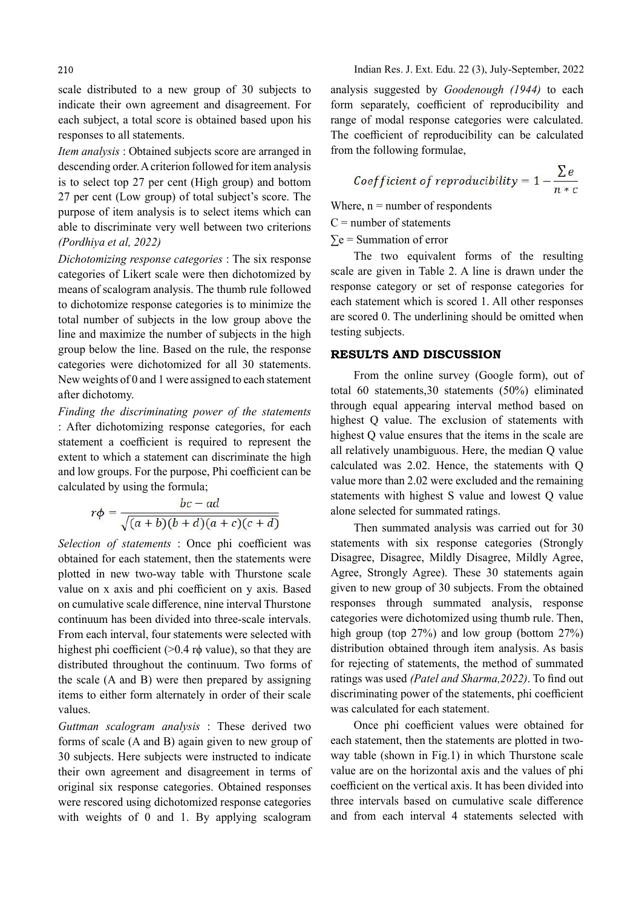scale distributed to a new group of 30 subjects to indicate their own agreement and disagreement. For each subject, a total score is obtained based upon his responses to all statements.

*Item analysis* : Obtained subjects score are arranged in descending order. A criterion followed for item analysis is to select top 27 per cent (High group) and bottom 27 per cent (Low group) of total subject's score. The purpose of item analysis is to select items which can able to discriminate very well between two criterions *(Pordhiya et al, 2022)*

*Dichotomizing response categories* : The six response categories of Likert scale were then dichotomized by means of scalogram analysis. The thumb rule followed to dichotomize response categories is to minimize the total number of subjects in the low group above the line and maximize the number of subjects in the high group below the line. Based on the rule, the response categories were dichotomized for all 30 statements. New weights of 0 and 1 were assigned to each statement after dichotomy.

*Finding the discriminating power of the statements* : After dichotomizing response categories, for each statement a coefficient is required to represent the extent to which a statement can discriminate the high and low groups. For the purpose, Phi coefficient can be calculated by using the formula;

$$r\phi = \frac{bc - ad}{\sqrt{(a+b)(b+d)(a+c)(c+d)}}$$

*Selection of statements* : Once phi coefficient was obtained for each statement, then the statements were plotted in new two-way table with Thurstone scale value on x axis and phi coefficient on y axis. Based on cumulative scale difference, nine interval Thurstone continuum has been divided into three-scale intervals. From each interval, four statements were selected with highest phi coefficient (>0.4 $r\phi$ value), so that they are distributed throughout the continuum. Two forms of the scale (A and B) were then prepared by assigning items to either form alternately in order of their scale values.

*Guttman scalogram analysis* : These derived two forms of scale (A and B) again given to new group of 30 subjects. Here subjects were instructed to indicate their own agreement and disagreement in terms of original six response categories. Obtained responses were rescored using dichotomized response categories with weights of 0 and 1. By applying scalogram analysis suggested by *Goodenough (1944)* to each form separately, coefficient of reproducibility and range of modal response categories were calculated. The coefficient of reproducibility can be calculated from the following formulae,

$$Coefficient\ of\ reproducibility = 1 - \frac{\sum e}{n * c}$$

Where, n = number of respondents

C = number of statements

$\sum e$ = Summation of error

The two equivalent forms of the resulting scale are given in Table 2. A line is drawn under the response category or set of response categories for each statement which is scored 1. All other responses are scored 0. The underlining should be omitted when testing subjects.

## RESULTS AND DISCUSSION

From the online survey (Google form), out of total 60 statements,30 statements (50%) eliminated through equal appearing interval method based on highest Q value. The exclusion of statements with highest Q value ensures that the items in the scale are all relatively unambiguous. Here, the median Q value calculated was 2.02. Hence, the statements with Q value more than 2.02 were excluded and the remaining statements with highest S value and lowest Q value alone selected for summated ratings.

Then summated analysis was carried out for 30 statements with six response categories (Strongly Disagree, Disagree, Mildly Disagree, Mildly Agree, Agree, Strongly Agree). These 30 statements again given to new group of 30 subjects. From the obtained responses through summated analysis, response categories were dichotomized using thumb rule. Then, high group (top 27%) and low group (bottom 27%) distribution obtained through item analysis. As basis for rejecting of statements, the method of summated ratings was used *(Patel and Sharma,2022)*. To find out discriminating power of the statements, phi coefficient was calculated for each statement.

Once phi coefficient values were obtained for each statement, then the statements are plotted in two-way table (shown in Fig.1) in which Thurstone scale value are on the horizontal axis and the values of phi coefficient on the vertical axis. It has been divided into three intervals based on cumulative scale difference and from each interval 4 statements selected with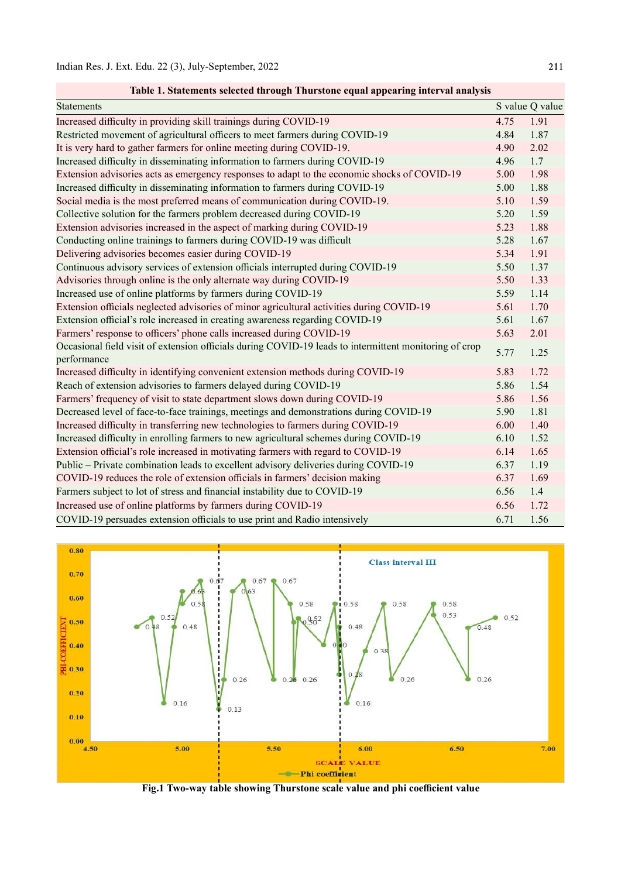**Table 1. Statements selected through Thurstone equal appearing interval analysis**

| Statements | S value | Q value |
|---|---|---|
| Increased difficulty in providing skill trainings during COVID-19 | 4.75 | 1.91 |
| Restricted movement of agricultural officers to meet farmers during COVID-19 | 4.84 | 1.87 |
| It is very hard to gather farmers for online meeting during COVID-19. | 4.90 | 2.02 |
| Increased difficulty in disseminating information to farmers during COVID-19 | 4.96 | 1.7 |
| Extension advisories acts as emergency responses to adapt to the economic shocks of COVID-19 | 5.00 | 1.98 |
| Increased difficulty in disseminating information to farmers during COVID-19 | 5.00 | 1.88 |
| Social media is the most preferred means of communication during COVID-19. | 5.10 | 1.59 |
| Collective solution for the farmers problem decreased during COVID-19 | 5.20 | 1.59 |
| Extension advisories increased in the aspect of marking during COVID-19 | 5.23 | 1.88 |
| Conducting online trainings to farmers during COVID-19 was difficult | 5.28 | 1.67 |
| Delivering advisories becomes easier during COVID-19 | 5.34 | 1.91 |
| Continuous advisory services of extension officials interrupted during COVID-19 | 5.50 | 1.37 |
| Advisories through online is the only alternate way during COVID-19 | 5.50 | 1.33 |
| Increased use of online platforms by farmers during COVID-19 | 5.59 | 1.14 |
| Extension officials neglected advisories of minor agricultural activities during COVID-19 | 5.61 | 1.70 |
| Extension official's role increased in creating awareness regarding COVID-19 | 5.61 | 1.67 |
| Farmers' response to officers' phone calls increased during COVID-19 | 5.63 | 2.01 |
| Occasional field visit of extension officials during COVID-19 leads to intermittent monitoring of crop performance | 5.77 | 1.25 |
| Increased difficulty in identifying convenient extension methods during COVID-19 | 5.83 | 1.72 |
| Reach of extension advisories to farmers delayed during COVID-19 | 5.86 | 1.54 |
| Farmers' frequency of visit to state department slows down during COVID-19 | 5.86 | 1.56 |
| Decreased level of face-to-face trainings, meetings and demonstrations during COVID-19 | 5.90 | 1.81 |
| Increased difficulty in transferring new technologies to farmers during COVID-19 | 6.00 | 1.40 |
| Increased difficulty in enrolling farmers to new agricultural schemes during COVID-19 | 6.10 | 1.52 |
| Extension official's role increased in motivating farmers with regard to COVID-19 | 6.14 | 1.65 |
| Public – Private combination leads to excellent advisory deliveries during COVID-19 | 6.37 | 1.19 |
| COVID-19 reduces the role of extension officials in farmers' decision making | 6.37 | 1.69 |
| Farmers subject to lot of stress and financial instability due to COVID-19 | 6.56 | 1.4 |
| Increased use of online platforms by farmers during COVID-19 | 6.56 | 1.72 |
| COVID-19 persuades extension officials to use print and Radio intensively | 6.71 | 1.56 |

**Fig.1 Two-way table showing Thurstone scale value and phi coefficient value**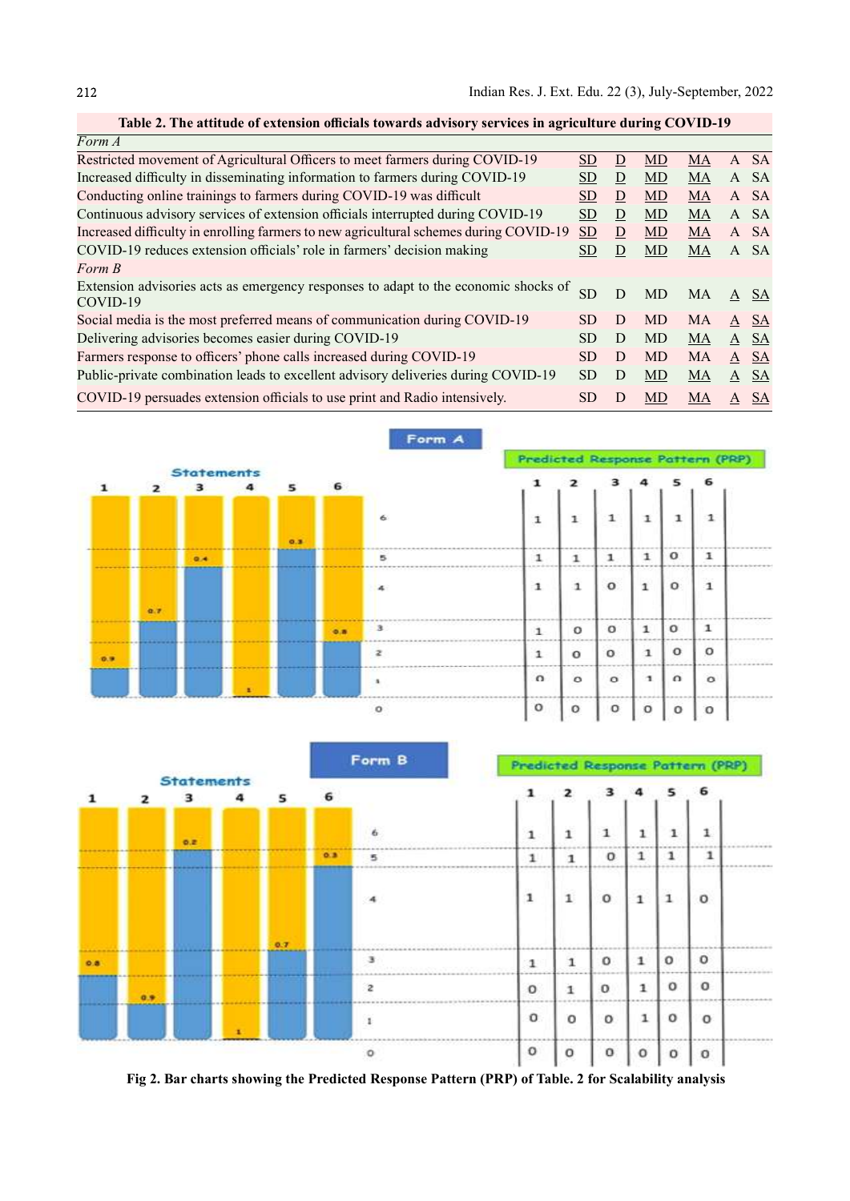**Table 2. The attitude of extension officials towards advisory services in agriculture during COVID-19**

| Statement | | | | | | |
|---|---|---|---|---|---|---|
| *Form A* | | | | | | |
| Restricted movement of Agricultural Officers to meet farmers during COVID-19 | <u>SD</u> | <u>D</u> | <u>MD</u> | <u>MA</u> | A | SA |
| Increased difficulty in disseminating information to farmers during COVID-19 | <u>SD</u> | <u>D</u> | <u>MD</u> | <u>MA</u> | A | SA |
| Conducting online trainings to farmers during COVID-19 was difficult | <u>SD</u> | <u>D</u> | <u>MD</u> | <u>MA</u> | A | SA |
| Continuous advisory services of extension officials interrupted during COVID-19 | <u>SD</u> | <u>D</u> | <u>MD</u> | <u>MA</u> | A | SA |
| Increased difficulty in enrolling farmers to new agricultural schemes during COVID-19 | <u>SD</u> | <u>D</u> | <u>MD</u> | <u>MA</u> | A | SA |
| COVID-19 reduces extension officials' role in farmers' decision making | <u>SD</u> | <u>D</u> | <u>MD</u> | <u>MA</u> | A | SA |
| *Form B* | | | | | | |
| Extension advisories acts as emergency responses to adapt to the economic shocks of COVID-19 | SD | D | MD | MA | <u>A</u> | <u>SA</u> |
| Social media is the most preferred means of communication during COVID-19 | SD | D | MD | MA | <u>A</u> | <u>SA</u> |
| Delivering advisories becomes easier during COVID-19 | SD | D | MD | <u>MA</u> | <u>A</u> | <u>SA</u> |
| Farmers response to officers' phone calls increased during COVID-19 | SD | D | MD | MA | <u>A</u> | <u>SA</u> |
| Public-private combination leads to excellent advisory deliveries during COVID-19 | SD | D | <u>MD</u> | <u>MA</u> | <u>A</u> | <u>SA</u> |
| COVID-19 persuades extension officials to use print and Radio intensively. | SD | D | <u>MD</u> | <u>MA</u> | <u>A</u> | <u>SA</u> |

**Fig 2. Bar charts showing the Predicted Response Pattern (PRP) of Table. 2 for Scalability analysis**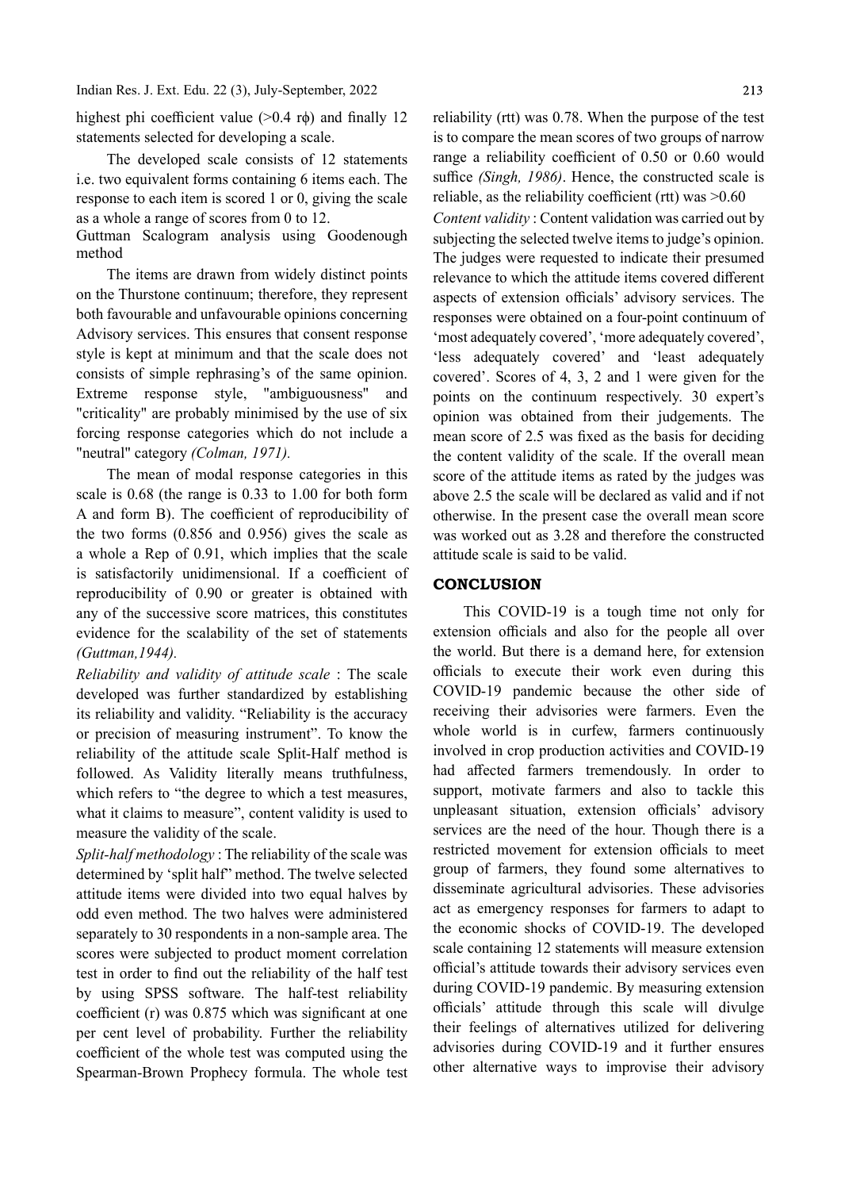highest phi coefficient value (>0.4 rϕ) and finally 12 statements selected for developing a scale.

The developed scale consists of 12 statements i.e. two equivalent forms containing 6 items each. The response to each item is scored 1 or 0, giving the scale as a whole a range of scores from 0 to 12.

Guttman Scalogram analysis using Goodenough method

The items are drawn from widely distinct points on the Thurstone continuum; therefore, they represent both favourable and unfavourable opinions concerning Advisory services. This ensures that consent response style is kept at minimum and that the scale does not consists of simple rephrasing's of the same opinion. Extreme response style, "ambiguousness" and "criticality" are probably minimised by the use of six forcing response categories which do not include a "neutral" category *(Colman, 1971).*

The mean of modal response categories in this scale is 0.68 (the range is 0.33 to 1.00 for both form A and form B). The coefficient of reproducibility of the two forms (0.856 and 0.956) gives the scale as a whole a Rep of 0.91, which implies that the scale is satisfactorily unidimensional. If a coefficient of reproducibility of 0.90 or greater is obtained with any of the successive score matrices, this constitutes evidence for the scalability of the set of statements *(Guttman,1944).*

*Reliability and validity of attitude scale* : The scale developed was further standardized by establishing its reliability and validity. "Reliability is the accuracy or precision of measuring instrument". To know the reliability of the attitude scale Split-Half method is followed. As Validity literally means truthfulness, which refers to "the degree to which a test measures, what it claims to measure", content validity is used to measure the validity of the scale.

*Split-half methodology* : The reliability of the scale was determined by 'split half" method. The twelve selected attitude items were divided into two equal halves by odd even method. The two halves were administered separately to 30 respondents in a non-sample area. The scores were subjected to product moment correlation test in order to find out the reliability of the half test by using SPSS software. The half-test reliability coefficient (r) was 0.875 which was significant at one per cent level of probability. Further the reliability coefficient of the whole test was computed using the Spearman-Brown Prophecy formula. The whole test reliability (rtt) was 0.78. When the purpose of the test is to compare the mean scores of two groups of narrow range a reliability coefficient of 0.50 or 0.60 would suffice *(Singh, 1986)*. Hence, the constructed scale is reliable, as the reliability coefficient (rtt) was >0.60

*Content validity* : Content validation was carried out by subjecting the selected twelve items to judge's opinion. The judges were requested to indicate their presumed relevance to which the attitude items covered different aspects of extension officials' advisory services. The responses were obtained on a four-point continuum of 'most adequately covered', 'more adequately covered', 'less adequately covered' and 'least adequately covered'. Scores of 4, 3, 2 and 1 were given for the points on the continuum respectively. 30 expert's opinion was obtained from their judgements. The mean score of 2.5 was fixed as the basis for deciding the content validity of the scale. If the overall mean score of the attitude items as rated by the judges was above 2.5 the scale will be declared as valid and if not otherwise. In the present case the overall mean score was worked out as 3.28 and therefore the constructed attitude scale is said to be valid.

## CONCLUSION

This COVID-19 is a tough time not only for extension officials and also for the people all over the world. But there is a demand here, for extension officials to execute their work even during this COVID-19 pandemic because the other side of receiving their advisories were farmers. Even the whole world is in curfew, farmers continuously involved in crop production activities and COVID-19 had affected farmers tremendously. In order to support, motivate farmers and also to tackle this unpleasant situation, extension officials' advisory services are the need of the hour. Though there is a restricted movement for extension officials to meet group of farmers, they found some alternatives to disseminate agricultural advisories. These advisories act as emergency responses for farmers to adapt to the economic shocks of COVID-19. The developed scale containing 12 statements will measure extension official's attitude towards their advisory services even during COVID-19 pandemic. By measuring extension officials' attitude through this scale will divulge their feelings of alternatives utilized for delivering advisories during COVID-19 and it further ensures other alternative ways to improvise their advisory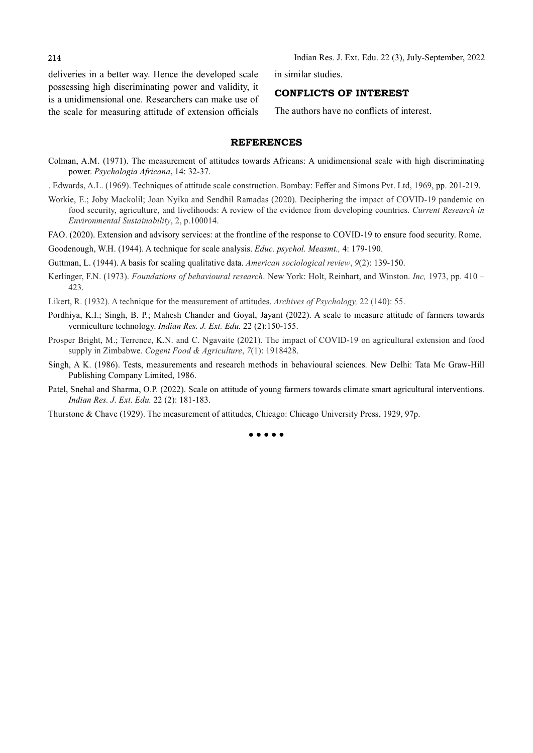deliveries in a better way. Hence the developed scale possessing high discriminating power and validity, it is a unidimensional one. Researchers can make use of the scale for measuring attitude of extension officials in similar studies.

## CONFLICTS OF INTEREST

The authors have no conflicts of interest.

## REFERENCES

Colman, A.M. (1971). The measurement of attitudes towards Africans: A unidimensional scale with high discriminating power. *Psychologia Africana*, 14: 32-37.

. Edwards, A.L. (1969). Techniques of attitude scale construction. Bombay: Feffer and Simons Pvt. Ltd, 1969, pp. 201-219.

Workie, E.; Joby Mackolil; Joan Nyika and Sendhil Ramadas (2020). Deciphering the impact of COVID-19 pandemic on food security, agriculture, and livelihoods: A review of the evidence from developing countries. *Current Research in Environmental Sustainability*, 2, p.100014.

FAO. (2020). Extension and advisory services: at the frontline of the response to COVID-19 to ensure food security. Rome.

Goodenough, W.H. (1944). A technique for scale analysis. *Educ. psychol. Measmt.,* 4: 179-190.

Guttman, L. (1944). A basis for scaling qualitative data. *American sociological review*, *9*(2): 139-150.

Kerlinger, F.N. (1973). *Foundations of behavioural research*. New York: Holt, Reinhart, and Winston. *Inc,* 1973, pp. 410 – 423.

Likert, R. (1932). A technique for the measurement of attitudes. *Archives of Psychology,* 22 (140): 55.

Pordhiya, K.I.; Singh, B. P.; Mahesh Chander and Goyal, Jayant (2022). A scale to measure attitude of farmers towards vermiculture technology. *Indian Res. J. Ext. Edu.* 22 (2):150-155.

Prosper Bright, M.; Terrence, K.N. and C. Ngavaite (2021). The impact of COVID-19 on agricultural extension and food supply in Zimbabwe. *Cogent Food & Agriculture*, *7*(1): 1918428.

Singh, A K. (1986). Tests, measurements and research methods in behavioural sciences. New Delhi: Tata Mc Graw-Hill Publishing Company Limited, 1986.

Patel, Snehal and Sharma, O.P. (2022). Scale on attitude of young farmers towards climate smart agricultural interventions. *Indian Res. J. Ext. Edu.* 22 (2): 181-183.

Thurstone & Chave (1929). The measurement of attitudes, Chicago: Chicago University Press, 1929, 97p.

• • • • •